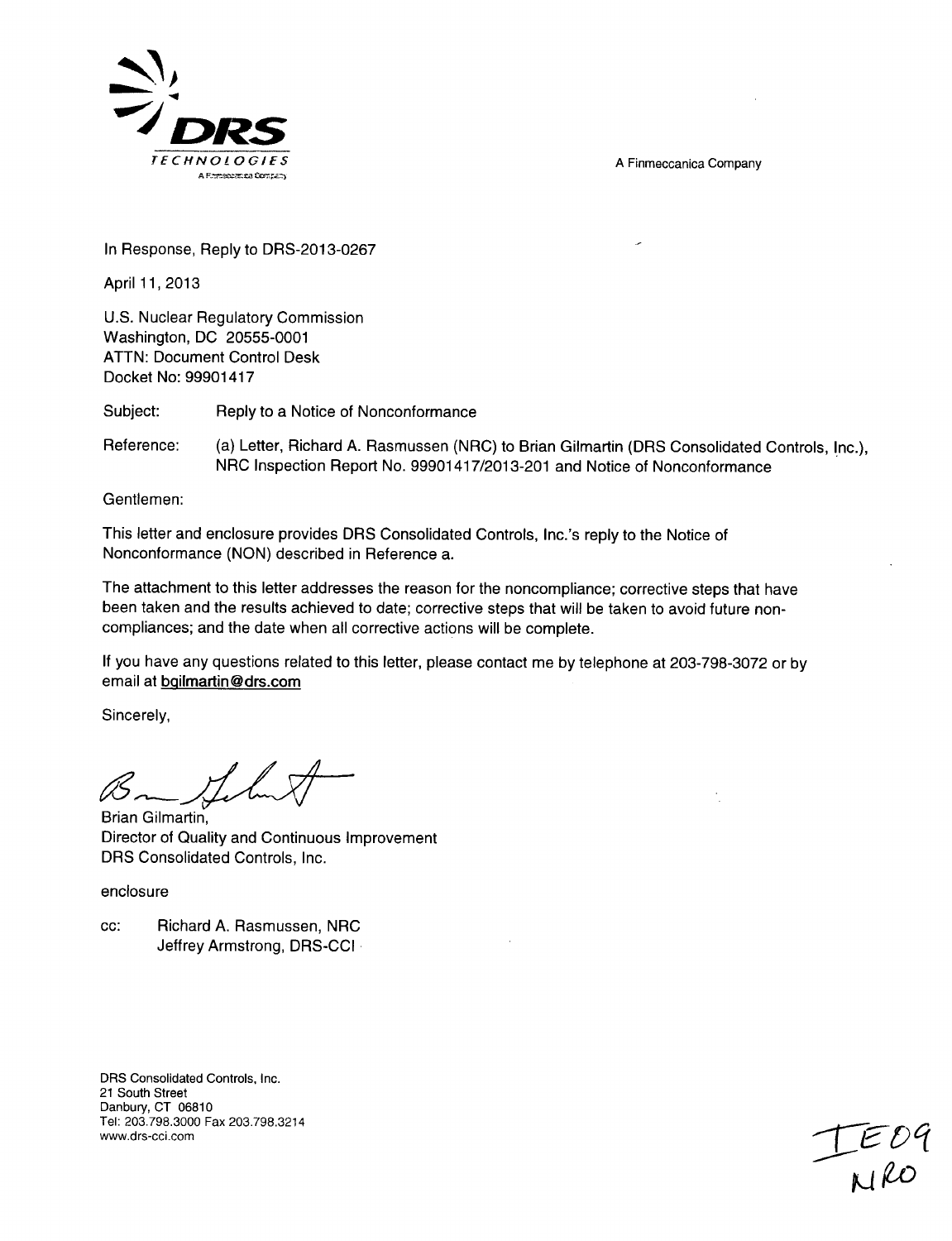DRS TECHNOLOGIES

A Finmeccanica Company

A Finmeccanica Company

In Response, Reply to DRS-2013-0267

April 11, 2013

U.S. Nuclear Regulatory Commission
Washington, DC 20555-0001
ATTN: Document Control Desk
Docket No: 99901417

Subject: Reply to a Notice of Nonconformance

Reference: (a) Letter, Richard A. Rasmussen (NRC) to Brian Gilmartin (DRS Consolidated Controls, Inc.), NRC Inspection Report No. 99901417/2013-201 and Notice of Nonconformance

Gentlemen:

This letter and enclosure provides DRS Consolidated Controls, Inc.'s reply to the Notice of Nonconformance (NON) described in Reference a.

The attachment to this letter addresses the reason for the noncompliance; corrective steps that have been taken and the results achieved to date; corrective steps that will be taken to avoid future non-compliances; and the date when all corrective actions will be complete.

If you have any questions related to this letter, please contact me by telephone at 203-798-3072 or by email at bgilmartin@drs.com

Sincerely,

Brian Gilmartin,
Director of Quality and Continuous Improvement
DRS Consolidated Controls, Inc.

enclosure

cc: Richard A. Rasmussen, NRC
Jeffrey Armstrong, DRS-CCI

DRS Consolidated Controls, Inc.
21 South Street
Danbury, CT 06810
Tel: 203.798.3000 Fax 203.798.3214
www.drs-cci.com

IE09
NRO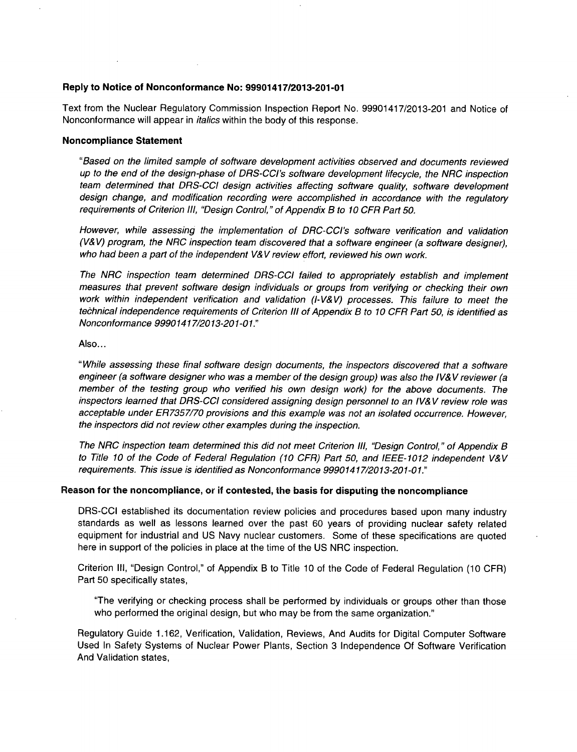**Reply to Notice of Nonconformance No: 99901417/2013-201-01**

Text from the Nuclear Regulatory Commission Inspection Report No. 99901417/2013-201 and Notice of Nonconformance will appear in *italics* within the body of this response.

**Noncompliance Statement**

> "*Based on the limited sample of software development activities observed and documents reviewed up to the end of the design-phase of DRS-CCI's software development lifecycle, the NRC inspection team determined that DRS-CCI design activities affecting software quality, software development design change, and modification recording were accomplished in accordance with the regulatory requirements of Criterion III, "Design Control," of Appendix B to 10 CFR Part 50.*
>
> *However, while assessing the implementation of DRC-CCI's software verification and validation (V&V) program, the NRC inspection team discovered that a software engineer (a software designer), who had been a part of the independent V&V review effort, reviewed his own work.*
>
> *The NRC inspection team determined DRS-CCI failed to appropriately establish and implement measures that prevent software design individuals or groups from verifying or checking their own work within independent verification and validation (I-V&V) processes. This failure to meet the technical independence requirements of Criterion III of Appendix B to 10 CFR Part 50, is identified as Nonconformance 99901417/2013-201-01.*"
>
> Also...
>
> "*While assessing these final software design documents, the inspectors discovered that a software engineer (a software designer who was a member of the design group) was also the IV&V reviewer (a member of the testing group who verified his own design work) for the above documents. The inspectors learned that DRS-CCI considered assigning design personnel to an IV&V review role was acceptable under ER7357/70 provisions and this example was not an isolated occurrence. However, the inspectors did not review other examples during the inspection.*
>
> *The NRC inspection team determined this did not meet Criterion III, "Design Control," of Appendix B to Title 10 of the Code of Federal Regulation (10 CFR) Part 50, and IEEE-1012 independent V&V requirements. This issue is identified as Nonconformance 99901417/2013-201-01.*"

**Reason for the noncompliance, or if contested, the basis for disputing the noncompliance**

DRS-CCI established its documentation review policies and procedures based upon many industry standards as well as lessons learned over the past 60 years of providing nuclear safety related equipment for industrial and US Navy nuclear customers. Some of these specifications are quoted here in support of the policies in place at the time of the US NRC inspection.

Criterion III, "Design Control," of Appendix B to Title 10 of the Code of Federal Regulation (10 CFR) Part 50 specifically states,

> "The verifying or checking process shall be performed by individuals or groups other than those who performed the original design, but who may be from the same organization."

Regulatory Guide 1.162, Verification, Validation, Reviews, And Audits for Digital Computer Software Used In Safety Systems of Nuclear Power Plants, Section 3 Independence Of Software Verification And Validation states,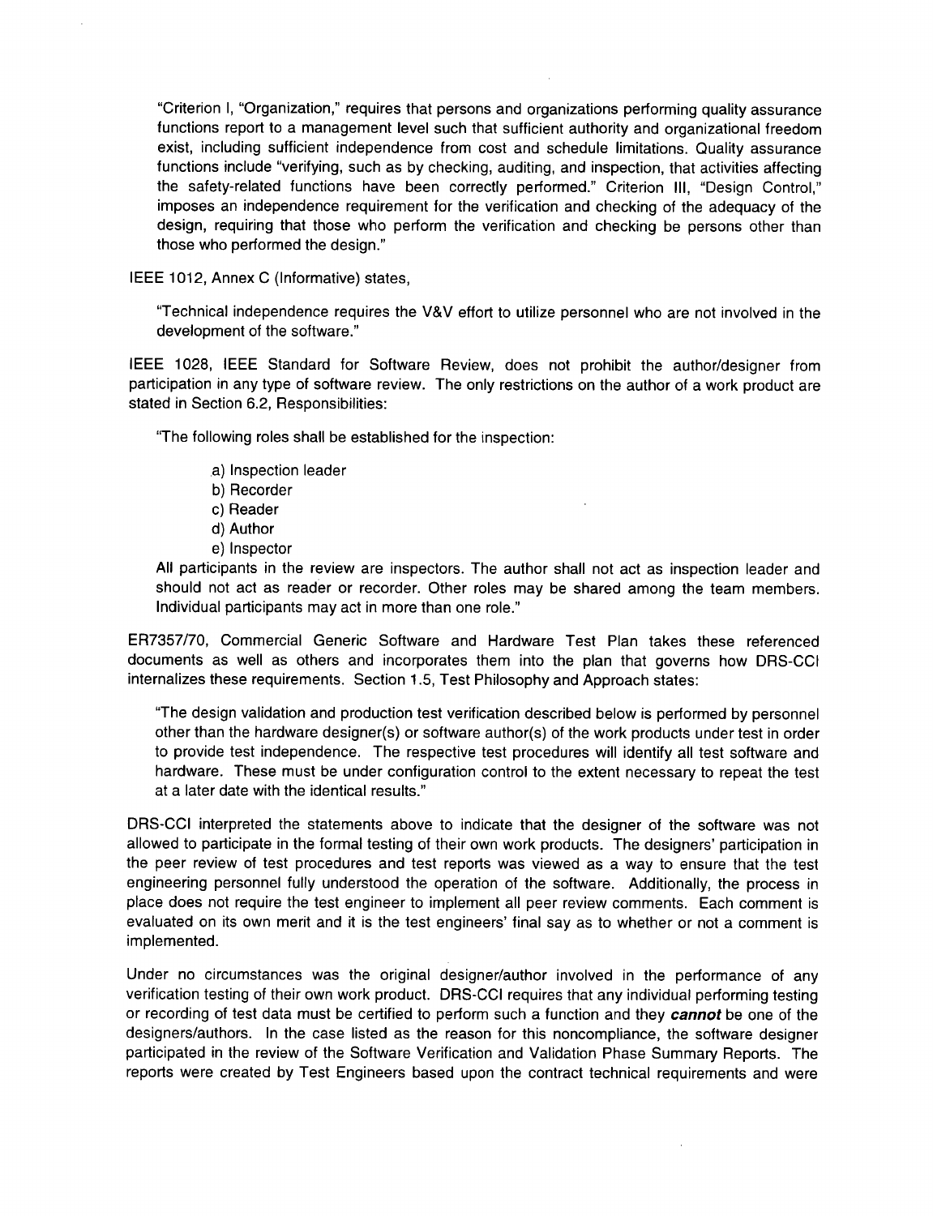"Criterion I, "Organization," requires that persons and organizations performing quality assurance functions report to a management level such that sufficient authority and organizational freedom exist, including sufficient independence from cost and schedule limitations. Quality assurance functions include "verifying, such as by checking, auditing, and inspection, that activities affecting the safety-related functions have been correctly performed." Criterion III, "Design Control," imposes an independence requirement for the verification and checking of the adequacy of the design, requiring that those who perform the verification and checking be persons other than those who performed the design."

IEEE 1012, Annex C (Informative) states,

> "Technical independence requires the V&V effort to utilize personnel who are not involved in the development of the software."

IEEE 1028, IEEE Standard for Software Review, does not prohibit the author/designer from participation in any type of software review. The only restrictions on the author of a work product are stated in Section 6.2, Responsibilities:

> "The following roles shall be established for the inspection:
>
> a) Inspection leader
> b) Recorder
> c) Reader
> d) Author
> e) Inspector
>
> All participants in the review are inspectors. The author shall not act as inspection leader and should not act as reader or recorder. Other roles may be shared among the team members. Individual participants may act in more than one role."

ER7357/70, Commercial Generic Software and Hardware Test Plan takes these referenced documents as well as others and incorporates them into the plan that governs how DRS-CCI internalizes these requirements. Section 1.5, Test Philosophy and Approach states:

> "The design validation and production test verification described below is performed by personnel other than the hardware designer(s) or software author(s) of the work products under test in order to provide test independence. The respective test procedures will identify all test software and hardware. These must be under configuration control to the extent necessary to repeat the test at a later date with the identical results."

DRS-CCI interpreted the statements above to indicate that the designer of the software was not allowed to participate in the formal testing of their own work products. The designers' participation in the peer review of test procedures and test reports was viewed as a way to ensure that the test engineering personnel fully understood the operation of the software. Additionally, the process in place does not require the test engineer to implement all peer review comments. Each comment is evaluated on its own merit and it is the test engineers' final say as to whether or not a comment is implemented.

Under no circumstances was the original designer/author involved in the performance of any verification testing of their own work product. DRS-CCI requires that any individual performing testing or recording of test data must be certified to perform such a function and they ***cannot*** be one of the designers/authors. In the case listed as the reason for this noncompliance, the software designer participated in the review of the Software Verification and Validation Phase Summary Reports. The reports were created by Test Engineers based upon the contract technical requirements and were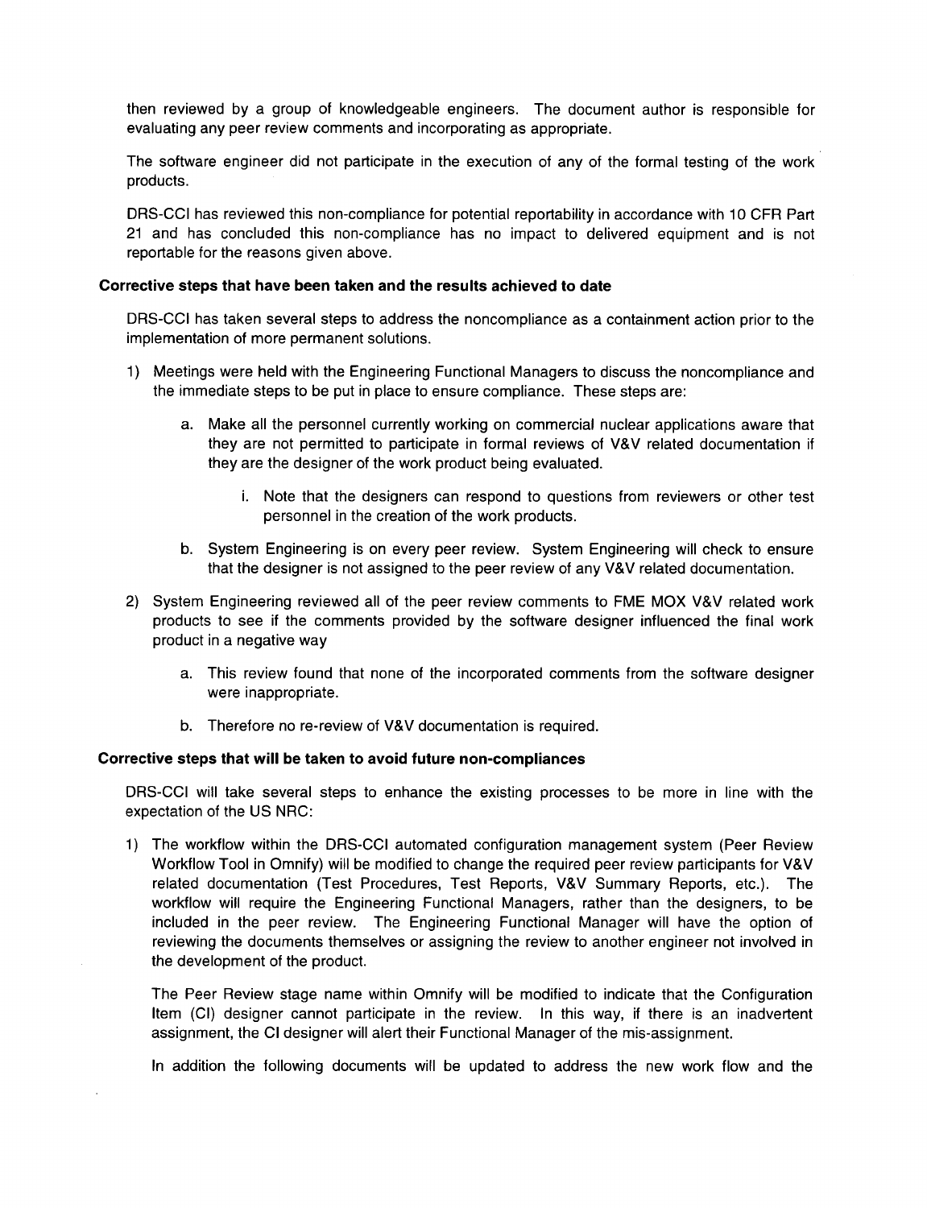then reviewed by a group of knowledgeable engineers. The document author is responsible for evaluating any peer review comments and incorporating as appropriate.

The software engineer did not participate in the execution of any of the formal testing of the work products.

DRS-CCI has reviewed this non-compliance for potential reportability in accordance with 10 CFR Part 21 and has concluded this non-compliance has no impact to delivered equipment and is not reportable for the reasons given above.

**Corrective steps that have been taken and the results achieved to date**

DRS-CCI has taken several steps to address the noncompliance as a containment action prior to the implementation of more permanent solutions.

1) Meetings were held with the Engineering Functional Managers to discuss the noncompliance and the immediate steps to be put in place to ensure compliance. These steps are:

    a. Make all the personnel currently working on commercial nuclear applications aware that they are not permitted to participate in formal reviews of V&V related documentation if they are the designer of the work product being evaluated.

        i. Note that the designers can respond to questions from reviewers or other test personnel in the creation of the work products.

    b. System Engineering is on every peer review. System Engineering will check to ensure that the designer is not assigned to the peer review of any V&V related documentation.

2) System Engineering reviewed all of the peer review comments to FME MOX V&V related work products to see if the comments provided by the software designer influenced the final work product in a negative way

    a. This review found that none of the incorporated comments from the software designer were inappropriate.

    b. Therefore no re-review of V&V documentation is required.

**Corrective steps that will be taken to avoid future non-compliances**

DRS-CCI will take several steps to enhance the existing processes to be more in line with the expectation of the US NRC:

1) The workflow within the DRS-CCI automated configuration management system (Peer Review Workflow Tool in Omnify) will be modified to change the required peer review participants for V&V related documentation (Test Procedures, Test Reports, V&V Summary Reports, etc.). The workflow will require the Engineering Functional Managers, rather than the designers, to be included in the peer review. The Engineering Functional Manager will have the option of reviewing the documents themselves or assigning the review to another engineer not involved in the development of the product.

    The Peer Review stage name within Omnify will be modified to indicate that the Configuration Item (CI) designer cannot participate in the review. In this way, if there is an inadvertent assignment, the CI designer will alert their Functional Manager of the mis-assignment.

    In addition the following documents will be updated to address the new work flow and the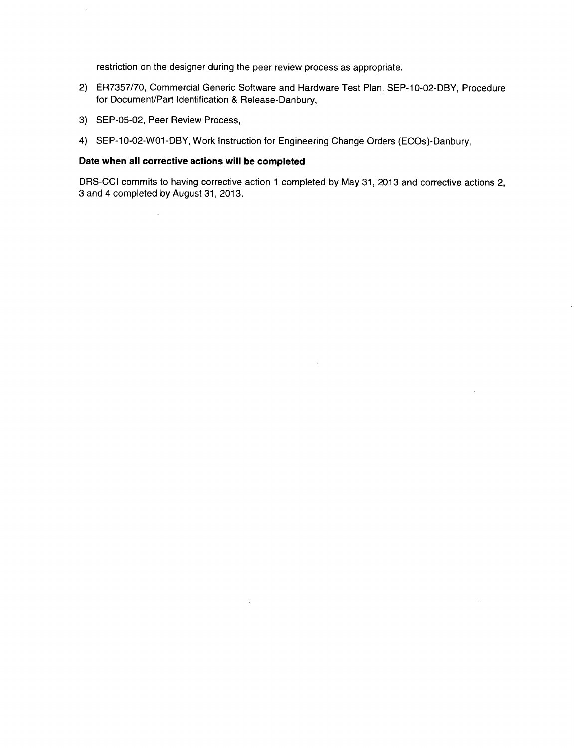restriction on the designer during the peer review process as appropriate.

2) ER7357/70, Commercial Generic Software and Hardware Test Plan, SEP-10-02-DBY, Procedure for Document/Part Identification & Release-Danbury,

3) SEP-05-02, Peer Review Process,

4) SEP-10-02-W01-DBY, Work Instruction for Engineering Change Orders (ECOs)-Danbury,

**Date when all corrective actions will be completed**

DRS-CCI commits to having corrective action 1 completed by May 31, 2013 and corrective actions 2, 3 and 4 completed by August 31, 2013.